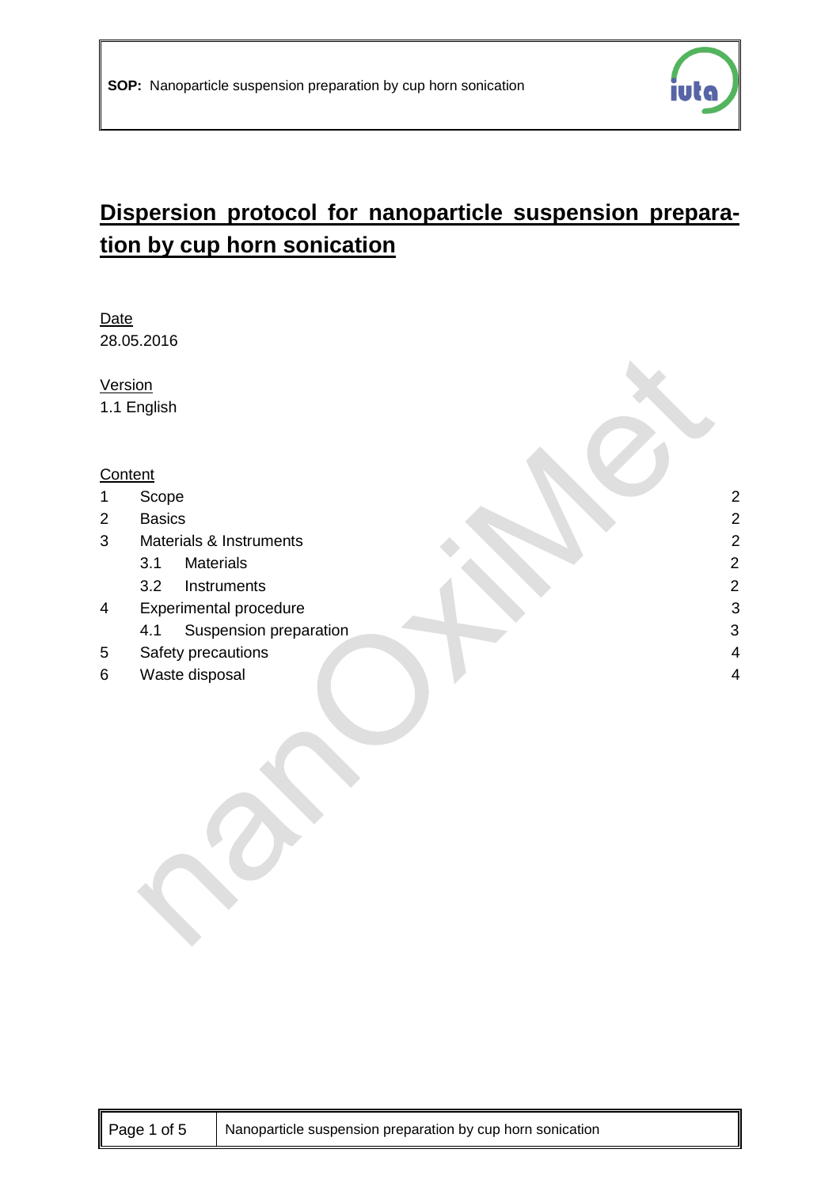# Dispersion protocol for nanoparticle suspension preparation by cup horn sonication

Date
28.05.2016

Version
1.1 English

Content

| | | |
|---|---|---|
| 1 | Scope | 2 |
| 2 | Basics | 2 |
| 3 | Materials & Instruments | 2 |
| | 3.1 Materials | 2 |
| | 3.2 Instruments | 2 |
| 4 | Experimental procedure | 3 |
| | 4.1 Suspension preparation | 3 |
| 5 | Safety precautions | 4 |
| 6 | Waste disposal | 4 |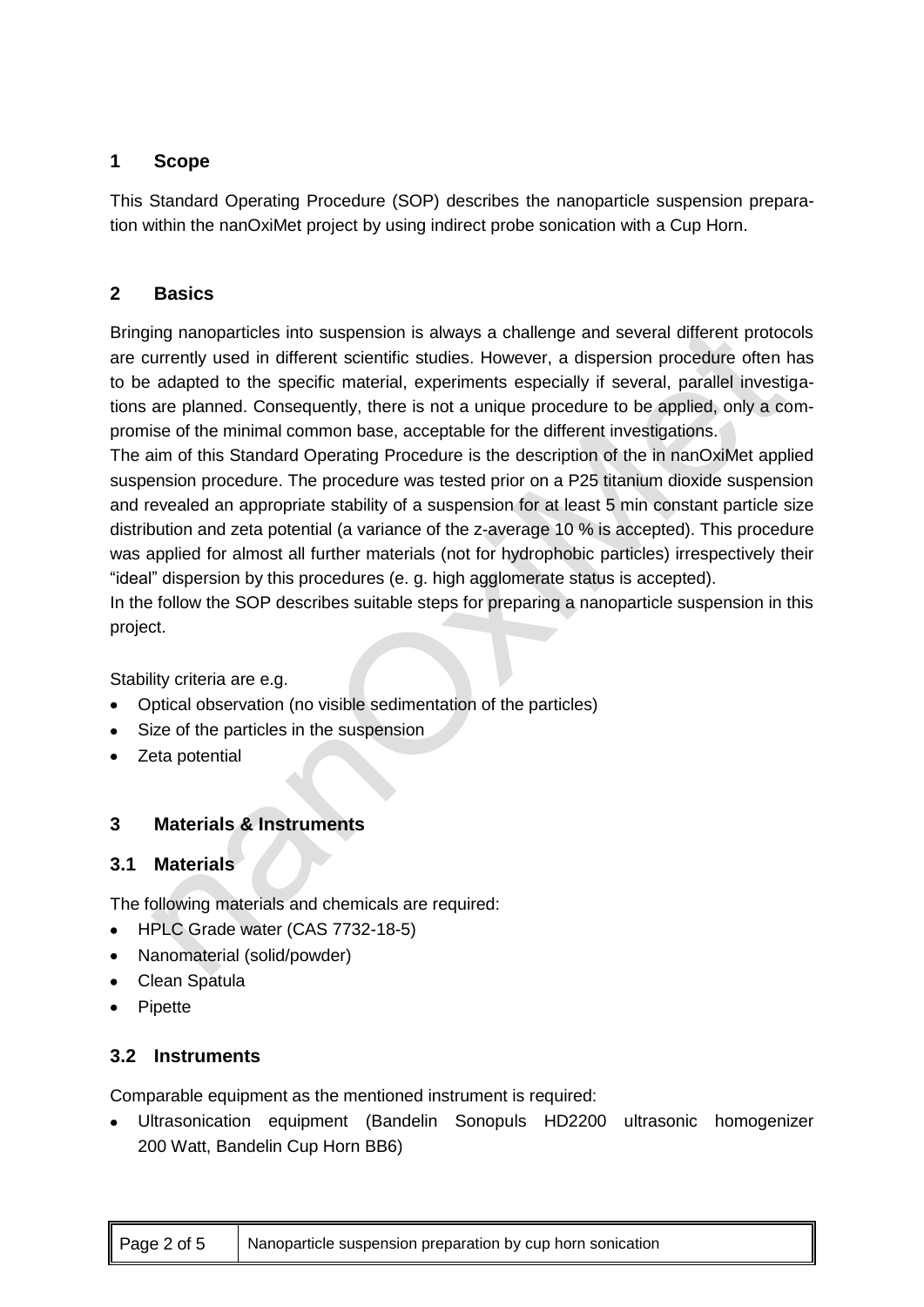## 1 Scope

This Standard Operating Procedure (SOP) describes the nanoparticle suspension preparation within the nanOxiMet project by using indirect probe sonication with a Cup Horn.

## 2 Basics

Bringing nanoparticles into suspension is always a challenge and several different protocols are currently used in different scientific studies. However, a dispersion procedure often has to be adapted to the specific material, experiments especially if several, parallel investigations are planned. Consequently, there is not a unique procedure to be applied, only a compromise of the minimal common base, acceptable for the different investigations.

The aim of this Standard Operating Procedure is the description of the in nanOxiMet applied suspension procedure. The procedure was tested prior on a P25 titanium dioxide suspension and revealed an appropriate stability of a suspension for at least 5 min constant particle size distribution and zeta potential (a variance of the z-average 10 % is accepted). This procedure was applied for almost all further materials (not for hydrophobic particles) irrespectively their "ideal" dispersion by this procedures (e. g. high agglomerate status is accepted).

In the follow the SOP describes suitable steps for preparing a nanoparticle suspension in this project.

Stability criteria are e.g.

- Optical observation (no visible sedimentation of the particles)
- Size of the particles in the suspension
- Zeta potential

## 3 Materials & Instruments

### 3.1 Materials

The following materials and chemicals are required:

- HPLC Grade water (CAS 7732-18-5)
- Nanomaterial (solid/powder)
- Clean Spatula
- Pipette

### 3.2 Instruments

Comparable equipment as the mentioned instrument is required:

- Ultrasonication equipment (Bandelin Sonopuls HD2200 ultrasonic homogenizer 200 Watt, Bandelin Cup Horn BB6)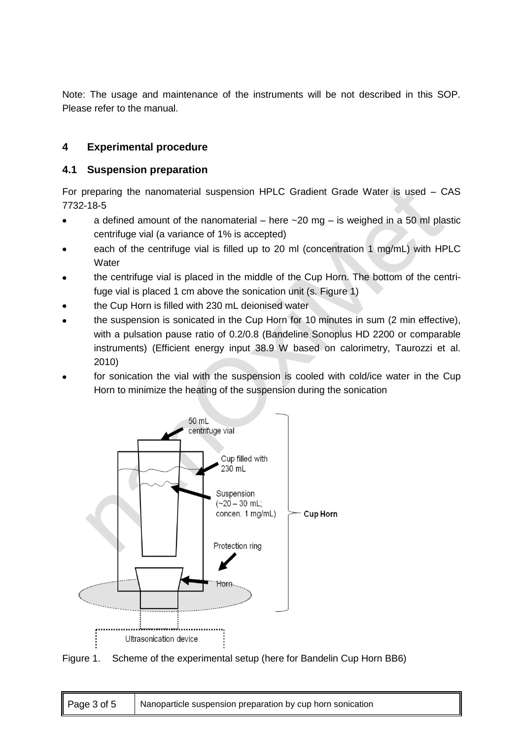Note: The usage and maintenance of the instruments will be not described in this SOP. Please refer to the manual.

## 4 Experimental procedure

### 4.1 Suspension preparation

For preparing the nanomaterial suspension HPLC Gradient Grade Water is used – CAS 7732-18-5

- a defined amount of the nanomaterial – here ~20 mg – is weighed in a 50 ml plastic centrifuge vial (a variance of 1% is accepted)
- each of the centrifuge vial is filled up to 20 ml (concentration 1 mg/mL) with HPLC Water
- the centrifuge vial is placed in the middle of the Cup Horn. The bottom of the centrifuge vial is placed 1 cm above the sonication unit (s. Figure 1)
- the Cup Horn is filled with 230 mL deionised water
- the suspension is sonicated in the Cup Horn for 10 minutes in sum (2 min effective), with a pulsation pause ratio of 0.2/0.8 (Bandeline Sonoplus HD 2200 or comparable instruments) (Efficient energy input 38.9 W based on calorimetry, Taurozzi et al. 2010)
- for sonication the vial with the suspension is cooled with cold/ice water in the Cup Horn to minimize the heating of the suspension during the sonication

Figure 1. Scheme of the experimental setup (here for Bandelin Cup Horn BB6)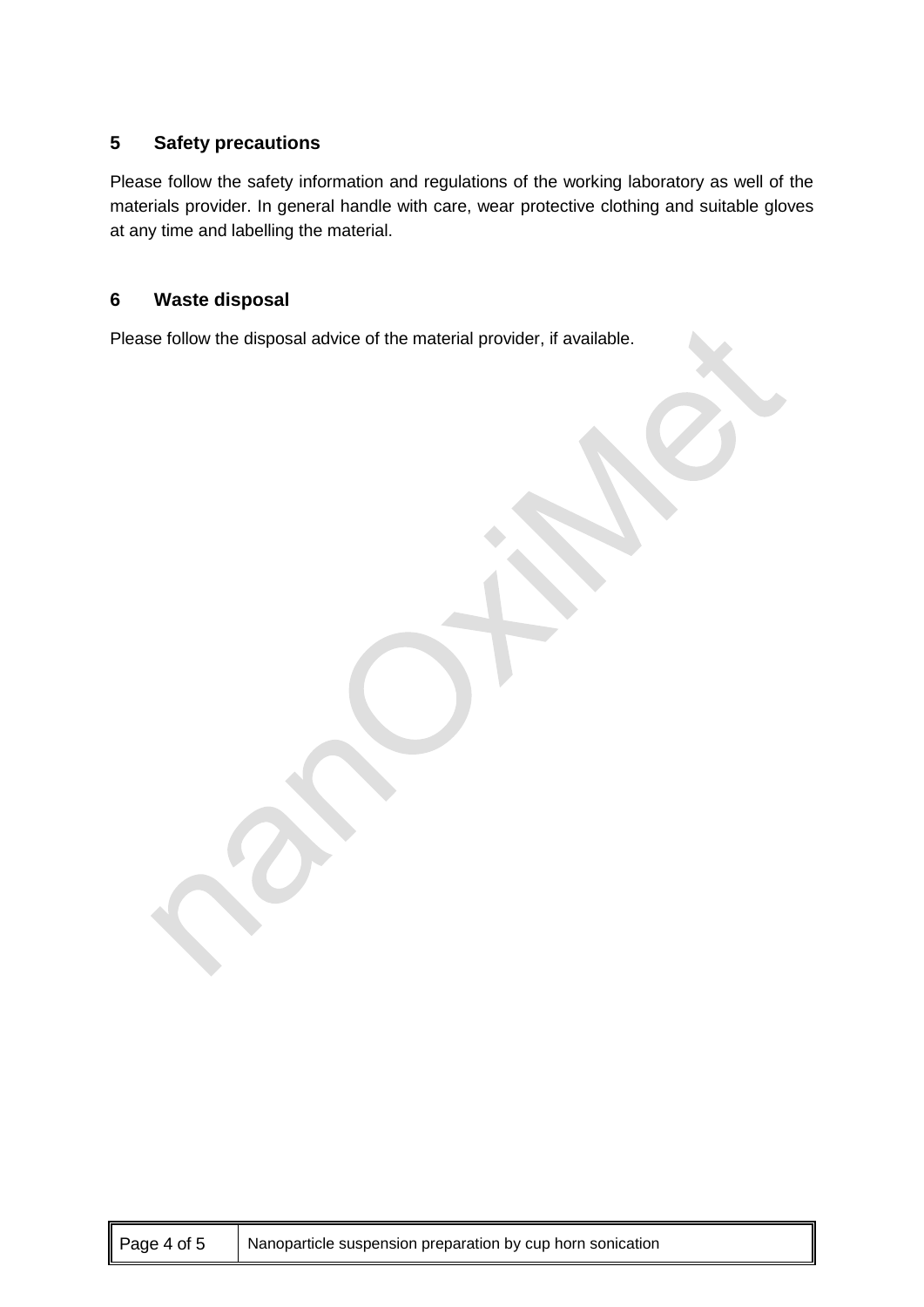## 5 Safety precautions

Please follow the safety information and regulations of the working laboratory as well of the materials provider. In general handle with care, wear protective clothing and suitable gloves at any time and labelling the material.

## 6 Waste disposal

Please follow the disposal advice of the material provider, if available.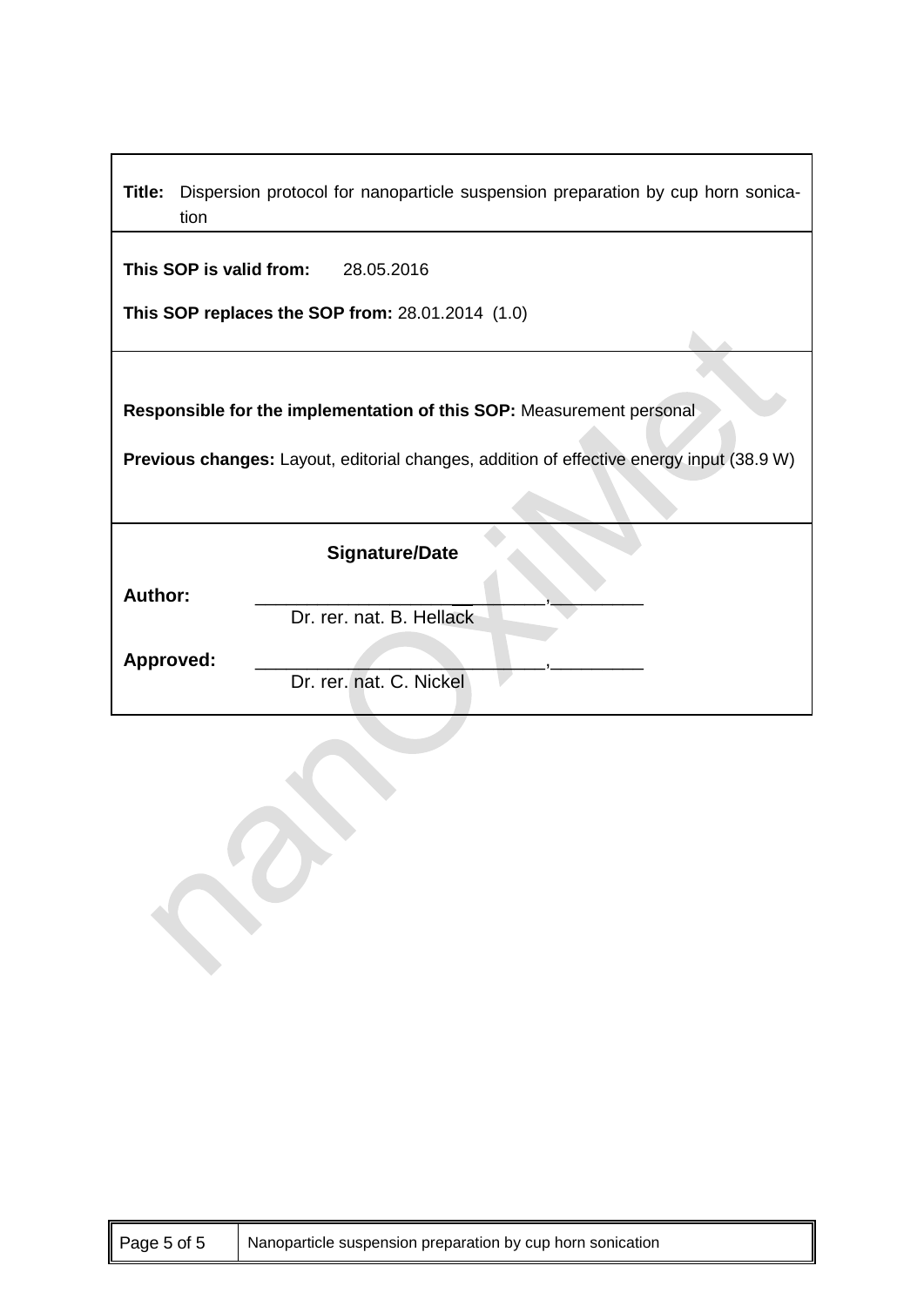**Title:** Dispersion protocol for nanoparticle suspension preparation by cup horn sonication

**This SOP is valid from:** 28.05.2016

**This SOP replaces the SOP from:** 28.01.2014 (1.0)

**Responsible for the implementation of this SOP:** Measurement personal

**Previous changes:** Layout, editorial changes, addition of effective energy input (38.9 W)

**Signature/Date**

**Author:** ______________________________,__________
Dr. rer. nat. B. Hellack

**Approved:** ______________________________,__________
Dr. rer. nat. C. Nickel